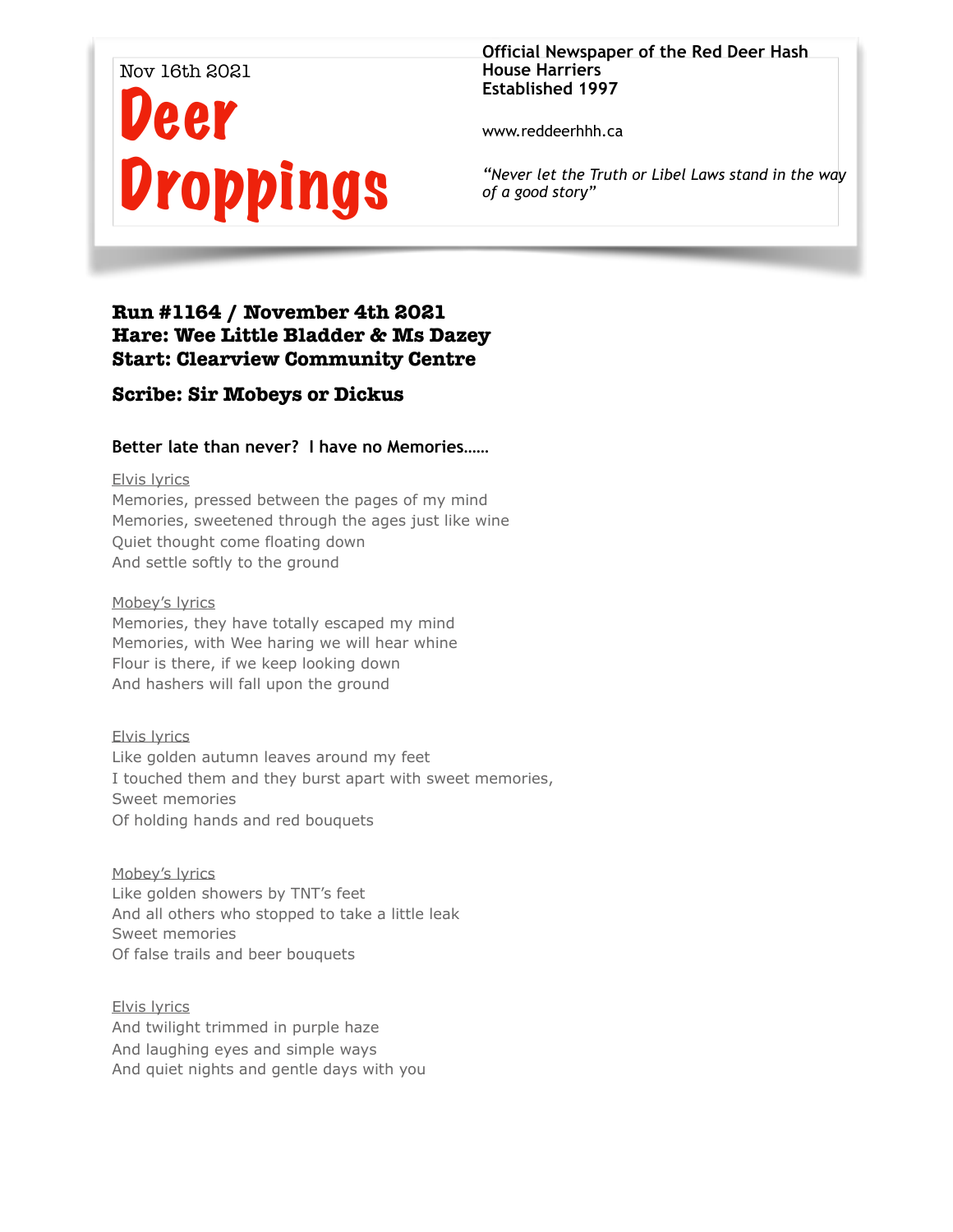Nov 16th 2021

# Deer Droppings

**Official Newspaper of the Red Deer Hash House Harriers**
**Established 1997**

www.reddeerhhh.ca

*"Never let the Truth or Libel Laws stand in the way of a good story"*

## Run #1164 / November 4th 2021
## Hare: Wee Little Bladder & Ms Dazey
## Start: Clearview Community Centre

## Scribe: Sir Mobeys or Dickus

**Better late than never? I have no Memories……**

Elvis lyrics
Memories, pressed between the pages of my mind
Memories, sweetened through the ages just like wine
Quiet thought come floating down
And settle softly to the ground

Mobey's lyrics
Memories, they have totally escaped my mind
Memories, with Wee haring we will hear whine
Flour is there, if we keep looking down
And hashers will fall upon the ground

Elvis lyrics
Like golden autumn leaves around my feet
I touched them and they burst apart with sweet memories,
Sweet memories
Of holding hands and red bouquets

Mobey's lyrics
Like golden showers by TNT's feet
And all others who stopped to take a little leak
Sweet memories
Of false trails and beer bouquets

Elvis lyrics
And twilight trimmed in purple haze
And laughing eyes and simple ways
And quiet nights and gentle days with you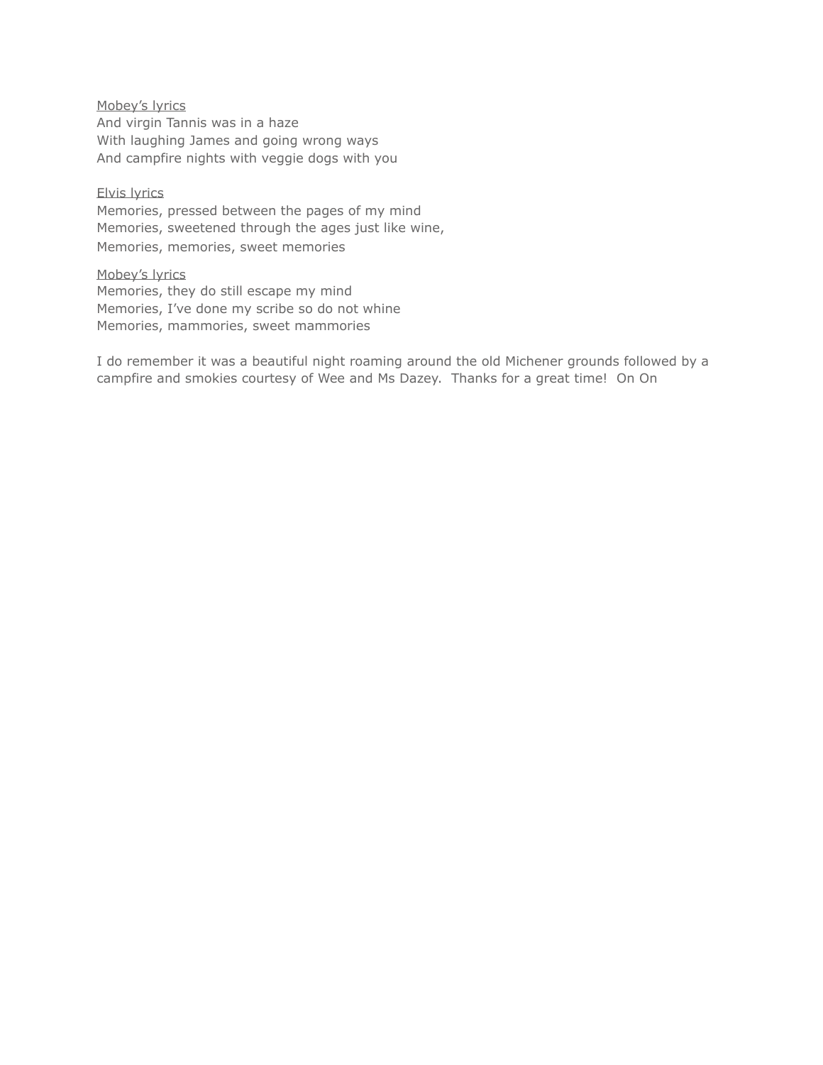<u>Mobey's lyrics</u>
And virgin Tannis was in a haze
With laughing James and going wrong ways
And campfire nights with veggie dogs with you

<u>Elvis lyrics</u>
Memories, pressed between the pages of my mind
Memories, sweetened through the ages just like wine,
Memories, memories, sweet memories

<u>Mobey's lyrics</u>
Memories, they do still escape my mind
Memories, I've done my scribe so do not whine
Memories, mammories, sweet mammories

I do remember it was a beautiful night roaming around the old Michener grounds followed by a campfire and smokies courtesy of Wee and Ms Dazey. Thanks for a great time! On On